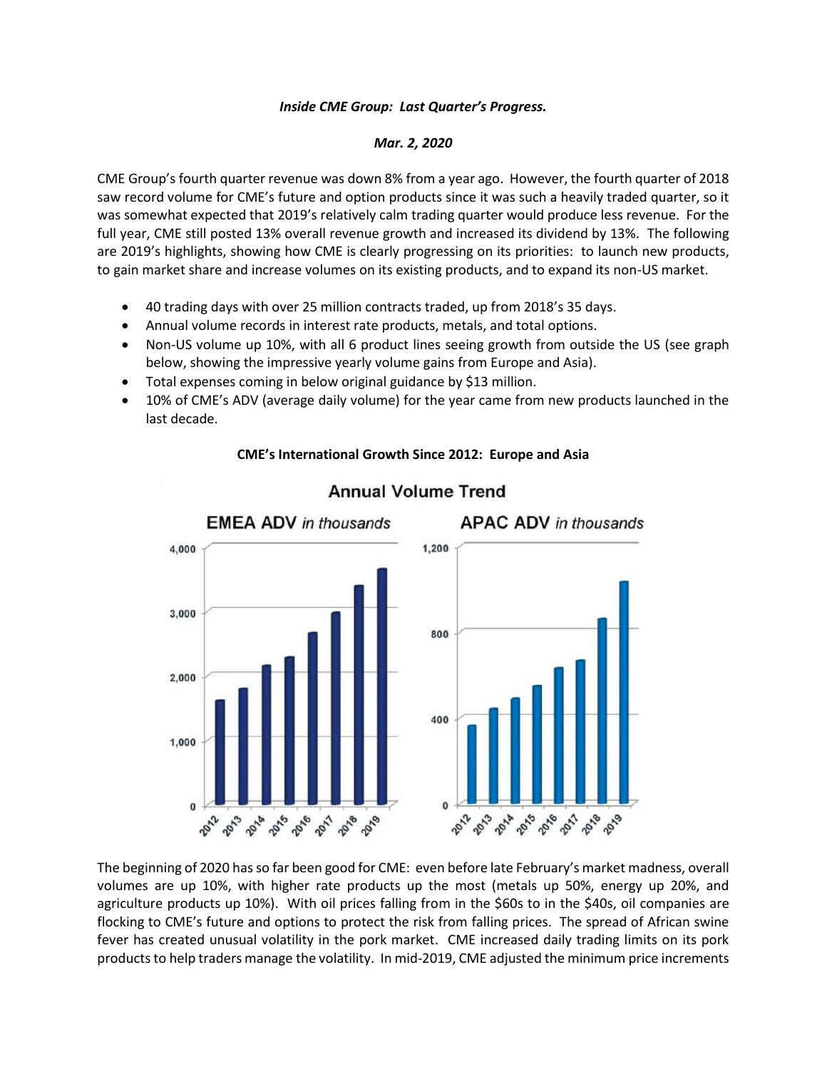***Inside CME Group: Last Quarter's Progress.***

***Mar. 2, 2020***

CME Group's fourth quarter revenue was down 8% from a year ago. However, the fourth quarter of 2018 saw record volume for CME's future and option products since it was such a heavily traded quarter, so it was somewhat expected that 2019's relatively calm trading quarter would produce less revenue. For the full year, CME still posted 13% overall revenue growth and increased its dividend by 13%. The following are 2019's highlights, showing how CME is clearly progressing on its priorities: to launch new products, to gain market share and increase volumes on its existing products, and to expand its non-US market.

- 40 trading days with over 25 million contracts traded, up from 2018's 35 days.
- Annual volume records in interest rate products, metals, and total options.
- Non-US volume up 10%, with all 6 product lines seeing growth from outside the US (see graph below, showing the impressive yearly volume gains from Europe and Asia).
- Total expenses coming in below original guidance by $13 million.
- 10% of CME's ADV (average daily volume) for the year came from new products launched in the last decade.

**CME's International Growth Since 2012: Europe and Asia**

The beginning of 2020 has so far been good for CME: even before late February's market madness, overall volumes are up 10%, with higher rate products up the most (metals up 50%, energy up 20%, and agriculture products up 10%). With oil prices falling from in the $60s to in the $40s, oil companies are flocking to CME's future and options to protect the risk from falling prices. The spread of African swine fever has created unusual volatility in the pork market. CME increased daily trading limits on its pork products to help traders manage the volatility. In mid-2019, CME adjusted the minimum price increments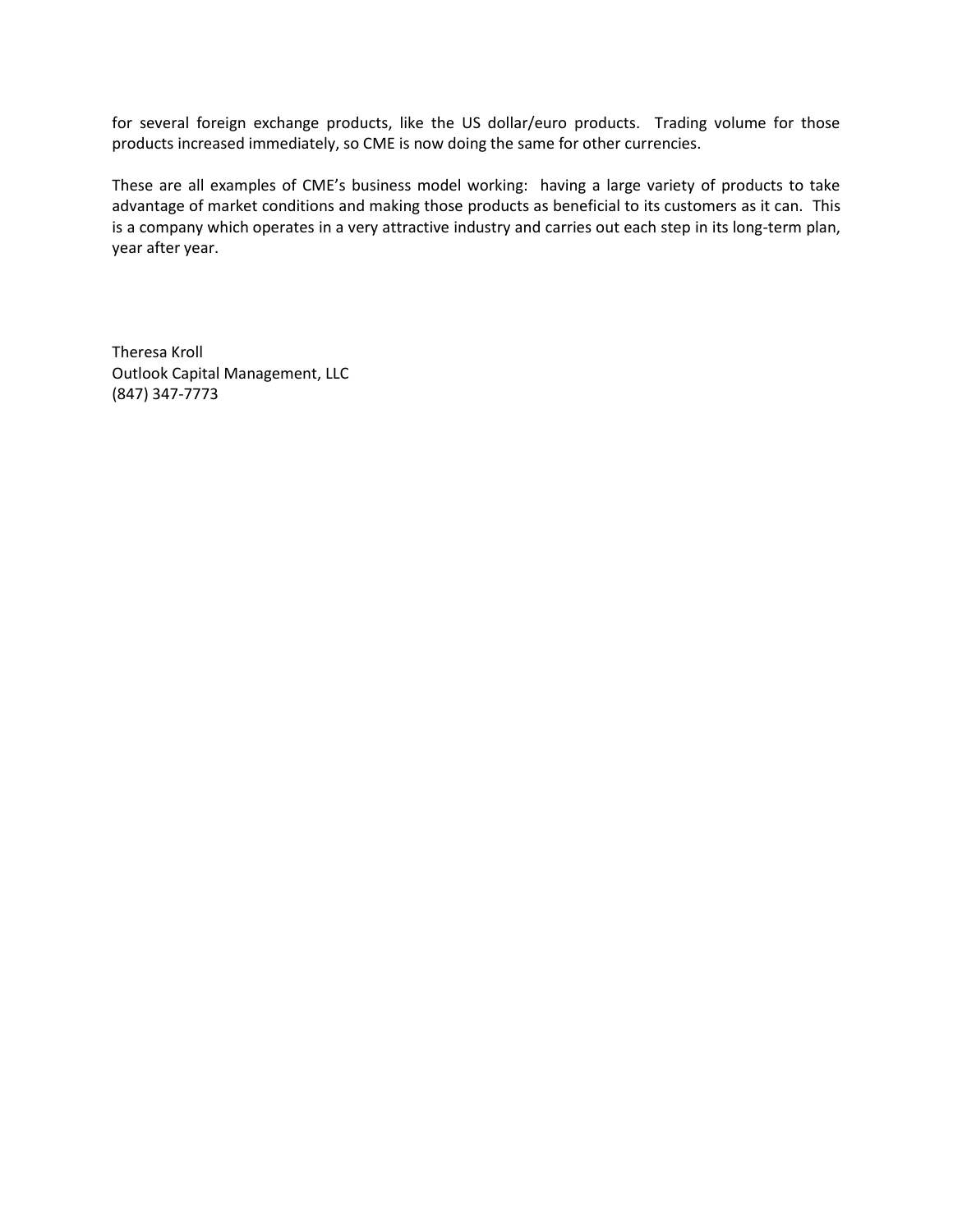for several foreign exchange products, like the US dollar/euro products. Trading volume for those products increased immediately, so CME is now doing the same for other currencies.

These are all examples of CME's business model working: having a large variety of products to take advantage of market conditions and making those products as beneficial to its customers as it can. This is a company which operates in a very attractive industry and carries out each step in its long-term plan, year after year.

Theresa Kroll  
Outlook Capital Management, LLC  
(847) 347-7773